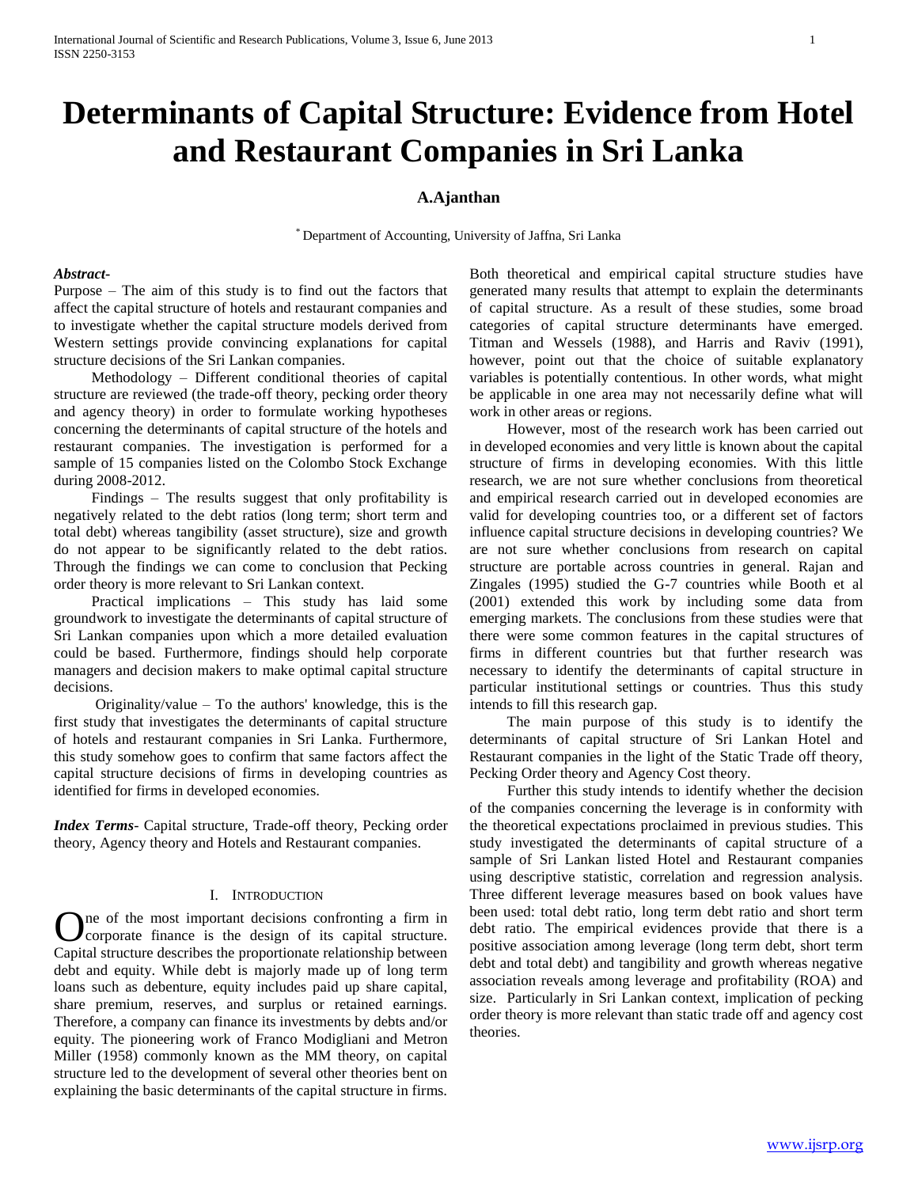# Determinants of Capital Structure: Evidence from Hotel and Restaurant Companies in Sri Lanka

**A.Ajanthan**

[*] Department of Accounting, University of Jaffna, Sri Lanka

***Abstract-***

Purpose – The aim of this study is to find out the factors that affect the capital structure of hotels and restaurant companies and to investigate whether the capital structure models derived from Western settings provide convincing explanations for capital structure decisions of the Sri Lankan companies.

Methodology – Different conditional theories of capital structure are reviewed (the trade-off theory, pecking order theory and agency theory) in order to formulate working hypotheses concerning the determinants of capital structure of the hotels and restaurant companies. The investigation is performed for a sample of 15 companies listed on the Colombo Stock Exchange during 2008-2012.

Findings – The results suggest that only profitability is negatively related to the debt ratios (long term; short term and total debt) whereas tangibility (asset structure), size and growth do not appear to be significantly related to the debt ratios. Through the findings we can come to conclusion that Pecking order theory is more relevant to Sri Lankan context.

Practical implications – This study has laid some groundwork to investigate the determinants of capital structure of Sri Lankan companies upon which a more detailed evaluation could be based. Furthermore, findings should help corporate managers and decision makers to make optimal capital structure decisions.

Originality/value – To the authors' knowledge, this is the first study that investigates the determinants of capital structure of hotels and restaurant companies in Sri Lanka. Furthermore, this study somehow goes to confirm that same factors affect the capital structure decisions of firms in developing countries as identified for firms in developed economies.

***Index Terms***- Capital structure, Trade-off theory, Pecking order theory, Agency theory and Hotels and Restaurant companies.

## I. INTRODUCTION

One of the most important decisions confronting a firm in corporate finance is the design of its capital structure. Capital structure describes the proportionate relationship between debt and equity. While debt is majorly made up of long term loans such as debenture, equity includes paid up share capital, share premium, reserves, and surplus or retained earnings. Therefore, a company can finance its investments by debts and/or equity. The pioneering work of Franco Modigliani and Metron Miller (1958) commonly known as the MM theory, on capital structure led to the development of several other theories bent on explaining the basic determinants of the capital structure in firms.

Both theoretical and empirical capital structure studies have generated many results that attempt to explain the determinants of capital structure. As a result of these studies, some broad categories of capital structure determinants have emerged. Titman and Wessels (1988), and Harris and Raviv (1991), however, point out that the choice of suitable explanatory variables is potentially contentious. In other words, what might be applicable in one area may not necessarily define what will work in other areas or regions.

However, most of the research work has been carried out in developed economies and very little is known about the capital structure of firms in developing economies. With this little research, we are not sure whether conclusions from theoretical and empirical research carried out in developed economies are valid for developing countries too, or a different set of factors influence capital structure decisions in developing countries? We are not sure whether conclusions from research on capital structure are portable across countries in general. Rajan and Zingales (1995) studied the G-7 countries while Booth et al (2001) extended this work by including some data from emerging markets. The conclusions from these studies were that there were some common features in the capital structures of firms in different countries but that further research was necessary to identify the determinants of capital structure in particular institutional settings or countries. Thus this study intends to fill this research gap.

The main purpose of this study is to identify the determinants of capital structure of Sri Lankan Hotel and Restaurant companies in the light of the Static Trade off theory, Pecking Order theory and Agency Cost theory.

Further this study intends to identify whether the decision of the companies concerning the leverage is in conformity with the theoretical expectations proclaimed in previous studies. This study investigated the determinants of capital structure of a sample of Sri Lankan listed Hotel and Restaurant companies using descriptive statistic, correlation and regression analysis. Three different leverage measures based on book values have been used: total debt ratio, long term debt ratio and short term debt ratio. The empirical evidences provide that there is a positive association among leverage (long term debt, short term debt and total debt) and tangibility and growth whereas negative association reveals among leverage and profitability (ROA) and size. Particularly in Sri Lankan context, implication of pecking order theory is more relevant than static trade off and agency cost theories.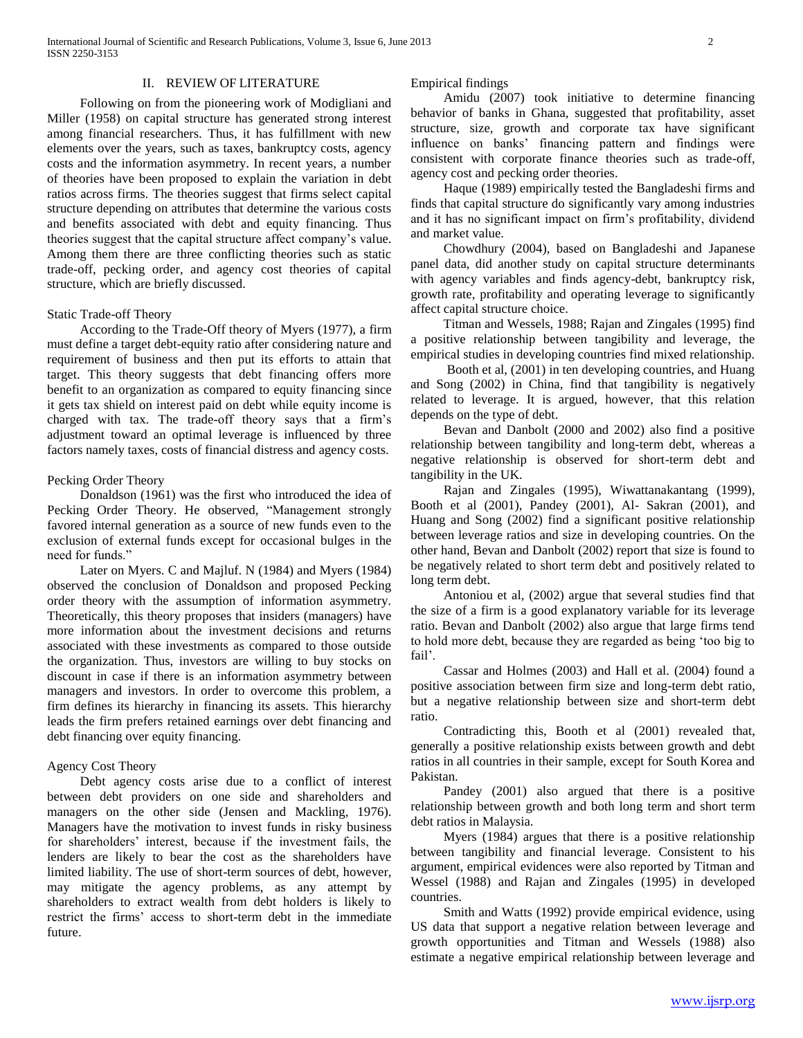## II. REVIEW OF LITERATURE

Following on from the pioneering work of Modigliani and Miller (1958) on capital structure has generated strong interest among financial researchers. Thus, it has fulfillment with new elements over the years, such as taxes, bankruptcy costs, agency costs and the information asymmetry. In recent years, a number of theories have been proposed to explain the variation in debt ratios across firms. The theories suggest that firms select capital structure depending on attributes that determine the various costs and benefits associated with debt and equity financing. Thus theories suggest that the capital structure affect company's value. Among them there are three conflicting theories such as static trade-off, pecking order, and agency cost theories of capital structure, which are briefly discussed.

### Static Trade-off Theory

According to the Trade-Off theory of Myers (1977), a firm must define a target debt-equity ratio after considering nature and requirement of business and then put its efforts to attain that target. This theory suggests that debt financing offers more benefit to an organization as compared to equity financing since it gets tax shield on interest paid on debt while equity income is charged with tax. The trade-off theory says that a firm's adjustment toward an optimal leverage is influenced by three factors namely taxes, costs of financial distress and agency costs.

### Pecking Order Theory

Donaldson (1961) was the first who introduced the idea of Pecking Order Theory. He observed, "Management strongly favored internal generation as a source of new funds even to the exclusion of external funds except for occasional bulges in the need for funds."

Later on Myers. C and Majluf. N (1984) and Myers (1984) observed the conclusion of Donaldson and proposed Pecking order theory with the assumption of information asymmetry. Theoretically, this theory proposes that insiders (managers) have more information about the investment decisions and returns associated with these investments as compared to those outside the organization. Thus, investors are willing to buy stocks on discount in case if there is an information asymmetry between managers and investors. In order to overcome this problem, a firm defines its hierarchy in financing its assets. This hierarchy leads the firm prefers retained earnings over debt financing and debt financing over equity financing.

### Agency Cost Theory

Debt agency costs arise due to a conflict of interest between debt providers on one side and shareholders and managers on the other side (Jensen and Mackling, 1976). Managers have the motivation to invest funds in risky business for shareholders' interest, because if the investment fails, the lenders are likely to bear the cost as the shareholders have limited liability. The use of short-term sources of debt, however, may mitigate the agency problems, as any attempt by shareholders to extract wealth from debt holders is likely to restrict the firms' access to short-term debt in the immediate future.

### Empirical findings

Amidu (2007) took initiative to determine financing behavior of banks in Ghana, suggested that profitability, asset structure, size, growth and corporate tax have significant influence on banks' financing pattern and findings were consistent with corporate finance theories such as trade-off, agency cost and pecking order theories.

Haque (1989) empirically tested the Bangladeshi firms and finds that capital structure do significantly vary among industries and it has no significant impact on firm's profitability, dividend and market value.

Chowdhury (2004), based on Bangladeshi and Japanese panel data, did another study on capital structure determinants with agency variables and finds agency-debt, bankruptcy risk, growth rate, profitability and operating leverage to significantly affect capital structure choice.

Titman and Wessels, 1988; Rajan and Zingales (1995) find a positive relationship between tangibility and leverage, the empirical studies in developing countries find mixed relationship.

Booth et al, (2001) in ten developing countries, and Huang and Song (2002) in China, find that tangibility is negatively related to leverage. It is argued, however, that this relation depends on the type of debt.

Bevan and Danbolt (2000 and 2002) also find a positive relationship between tangibility and long-term debt, whereas a negative relationship is observed for short-term debt and tangibility in the UK.

Rajan and Zingales (1995), Wiwattanakantang (1999), Booth et al (2001), Pandey (2001), Al- Sakran (2001), and Huang and Song (2002) find a significant positive relationship between leverage ratios and size in developing countries. On the other hand, Bevan and Danbolt (2002) report that size is found to be negatively related to short term debt and positively related to long term debt.

Antoniou et al, (2002) argue that several studies find that the size of a firm is a good explanatory variable for its leverage ratio. Bevan and Danbolt (2002) also argue that large firms tend to hold more debt, because they are regarded as being 'too big to fail'.

Cassar and Holmes (2003) and Hall et al. (2004) found a positive association between firm size and long-term debt ratio, but a negative relationship between size and short-term debt ratio.

Contradicting this, Booth et al (2001) revealed that, generally a positive relationship exists between growth and debt ratios in all countries in their sample, except for South Korea and Pakistan.

Pandey (2001) also argued that there is a positive relationship between growth and both long term and short term debt ratios in Malaysia.

Myers (1984) argues that there is a positive relationship between tangibility and financial leverage. Consistent to his argument, empirical evidences were also reported by Titman and Wessel (1988) and Rajan and Zingales (1995) in developed countries.

Smith and Watts (1992) provide empirical evidence, using US data that support a negative relation between leverage and growth opportunities and Titman and Wessels (1988) also estimate a negative empirical relationship between leverage and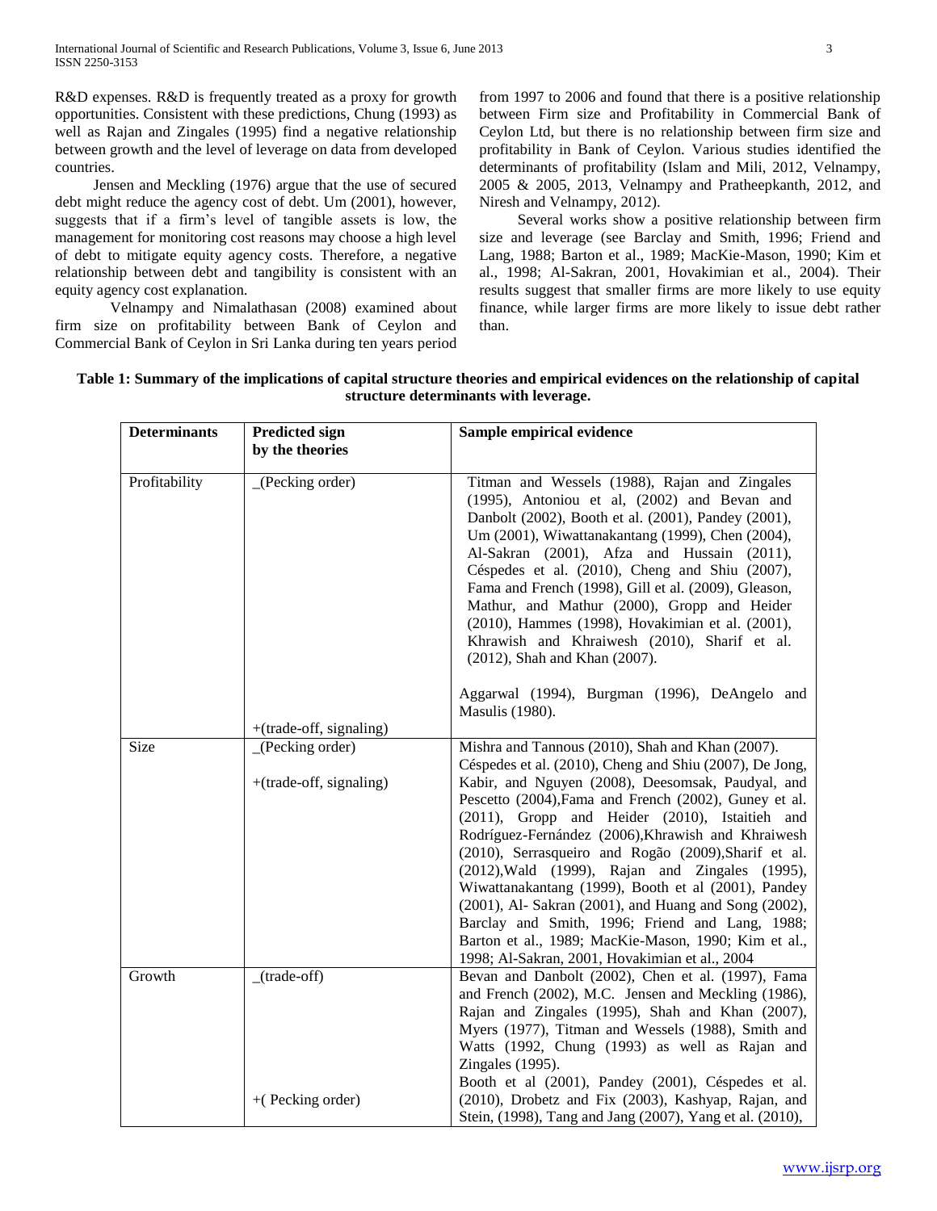R&D expenses. R&D is frequently treated as a proxy for growth opportunities. Consistent with these predictions, Chung (1993) as well as Rajan and Zingales (1995) find a negative relationship between growth and the level of leverage on data from developed countries.

Jensen and Meckling (1976) argue that the use of secured debt might reduce the agency cost of debt. Um (2001), however, suggests that if a firm's level of tangible assets is low, the management for monitoring cost reasons may choose a high level of debt to mitigate equity agency costs. Therefore, a negative relationship between debt and tangibility is consistent with an equity agency cost explanation.

Velnampy and Nimalathasan (2008) examined about firm size on profitability between Bank of Ceylon and Commercial Bank of Ceylon in Sri Lanka during ten years period from 1997 to 2006 and found that there is a positive relationship between Firm size and Profitability in Commercial Bank of Ceylon Ltd, but there is no relationship between firm size and profitability in Bank of Ceylon. Various studies identified the determinants of profitability (Islam and Mili, 2012, Velnampy, 2005 & 2005, 2013, Velnampy and Pratheepkanth, 2012, and Niresh and Velnampy, 2012).

Several works show a positive relationship between firm size and leverage (see Barclay and Smith, 1996; Friend and Lang, 1988; Barton et al., 1989; MacKie-Mason, 1990; Kim et al., 1998; Al-Sakran, 2001, Hovakimian et al., 2004). Their results suggest that smaller firms are more likely to use equity finance, while larger firms are more likely to issue debt rather than.

**Table 1: Summary of the implications of capital structure theories and empirical evidences on the relationship of capital structure determinants with leverage.**

| Determinants | Predicted sign by the theories | Sample empirical evidence |
|---|---|---|
| Profitability | _(Pecking order) | Titman and Wessels (1988), Rajan and Zingales (1995), Antoniou et al, (2002) and Bevan and Danbolt (2002), Booth et al. (2001), Pandey (2001), Um (2001), Wiwattanakantang (1999), Chen (2004), Al-Sakran (2001), Afza and Hussain (2011), Céspedes et al. (2010), Cheng and Shiu (2007), Fama and French (1998), Gill et al. (2009), Gleason, Mathur, and Mathur (2000), Gropp and Heider (2010), Hammes (1998), Hovakimian et al. (2001), Khrawish and Khraiwesh (2010), Sharif et al. (2012), Shah and Khan (2007). |
| | +(trade-off, signaling) | Aggarwal (1994), Burgman (1996), DeAngelo and Masulis (1980). |
| Size | _(Pecking order) | Mishra and Tannous (2010), Shah and Khan (2007). |
| | +(trade-off, signaling) | Céspedes et al. (2010), Cheng and Shiu (2007), De Jong, Kabir, and Nguyen (2008), Deesomsak, Paudyal, and Pescetto (2004),Fama and French (2002), Guney et al. (2011), Gropp and Heider (2010), Istaitieh and Rodríguez-Fernández (2006),Khrawish and Khraiwesh (2010), Serrasqueiro and Rogão (2009),Sharif et al. (2012),Wald (1999), Rajan and Zingales (1995), Wiwattanakantang (1999), Booth et al (2001), Pandey (2001), Al- Sakran (2001), and Huang and Song (2002), Barclay and Smith, 1996; Friend and Lang, 1988; Barton et al., 1989; MacKie-Mason, 1990; Kim et al., 1998; Al-Sakran, 2001, Hovakimian et al., 2004 |
| Growth | _(trade-off) | Bevan and Danbolt (2002), Chen et al. (1997), Fama and French (2002), M.C. Jensen and Meckling (1986), Rajan and Zingales (1995), Shah and Khan (2007), Myers (1977), Titman and Wessels (1988), Smith and Watts (1992, Chung (1993) as well as Rajan and Zingales (1995). |
| | +( Pecking order) | Booth et al (2001), Pandey (2001), Céspedes et al. (2010), Drobetz and Fix (2003), Kashyap, Rajan, and Stein, (1998), Tang and Jang (2007), Yang et al. (2010), |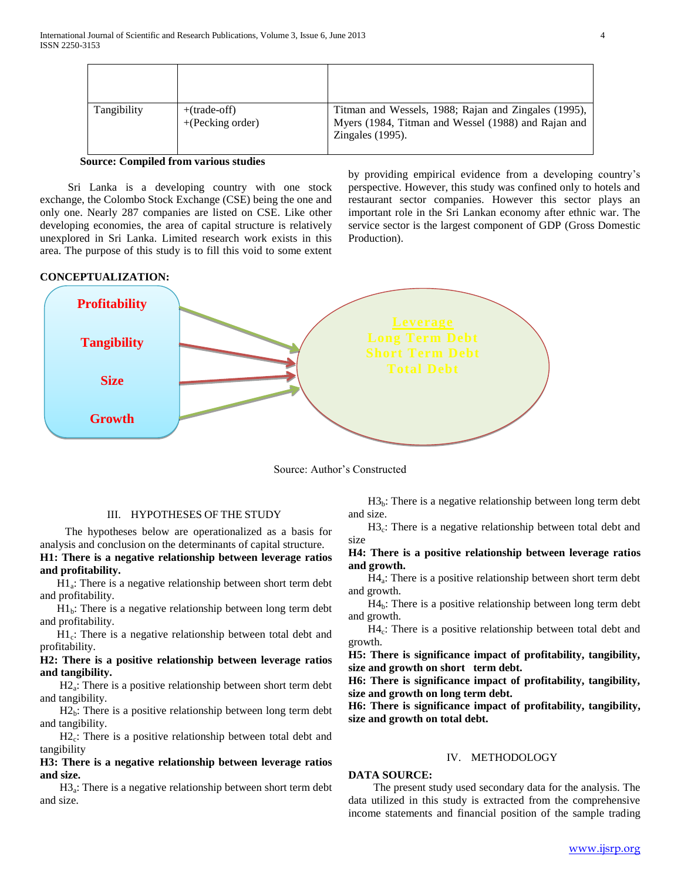| | | |
|---|---|---|
| | | |
| Tangibility | +(trade-off)<br>+(Pecking order) | Titman and Wessels, 1988; Rajan and Zingales (1995), Myers (1984, Titman and Wessel (1988) and Rajan and Zingales (1995). |

**Source: Compiled from various studies**

Sri Lanka is a developing country with one stock exchange, the Colombo Stock Exchange (CSE) being the one and only one. Nearly 287 companies are listed on CSE. Like other developing economies, the area of capital structure is relatively unexplored in Sri Lanka. Limited research work exists in this area. The purpose of this study is to fill this void to some extent by providing empirical evidence from a developing country's perspective. However, this study was confined only to hotels and restaurant sector companies. However this sector plays an important role in the Sri Lankan economy after ethnic war. The service sector is the largest component of GDP (Gross Domestic Production).

**CONCEPTUALIZATION:**

Profitability

Tangibility

Size

Growth

Leverage

Long Term Debt

Short Term Debt

Total Debt

Source: Author's Constructed

## III. HYPOTHESES OF THE STUDY

The hypotheses below are operationalized as a basis for analysis and conclusion on the determinants of capital structure.

**H1: There is a negative relationship between leverage ratios and profitability.**

$H1_a$: There is a negative relationship between short term debt and profitability.

$H1_b$: There is a negative relationship between long term debt and profitability.

$H1_c$: There is a negative relationship between total debt and profitability.

**H2: There is a positive relationship between leverage ratios and tangibility.**

$H2_a$: There is a positive relationship between short term debt and tangibility.

$H2_b$: There is a positive relationship between long term debt and tangibility.

$H2_c$: There is a positive relationship between total debt and tangibility

**H3: There is a negative relationship between leverage ratios and size.**

$H3_a$: There is a negative relationship between short term debt and size.

$H3_b$: There is a negative relationship between long term debt and size.

$H3_c$: There is a negative relationship between total debt and size

**H4: There is a positive relationship between leverage ratios and growth.**

$H4_a$: There is a positive relationship between short term debt and growth.

$H4_b$: There is a positive relationship between long term debt and growth.

$H4_c$: There is a positive relationship between total debt and growth.

**H5: There is significance impact of profitability, tangibility, size and growth on short term debt.**

**H6: There is significance impact of profitability, tangibility, size and growth on long term debt.**

**H6: There is significance impact of profitability, tangibility, size and growth on total debt.**

## IV. METHODOLOGY

**DATA SOURCE:**

The present study used secondary data for the analysis. The data utilized in this study is extracted from the comprehensive income statements and financial position of the sample trading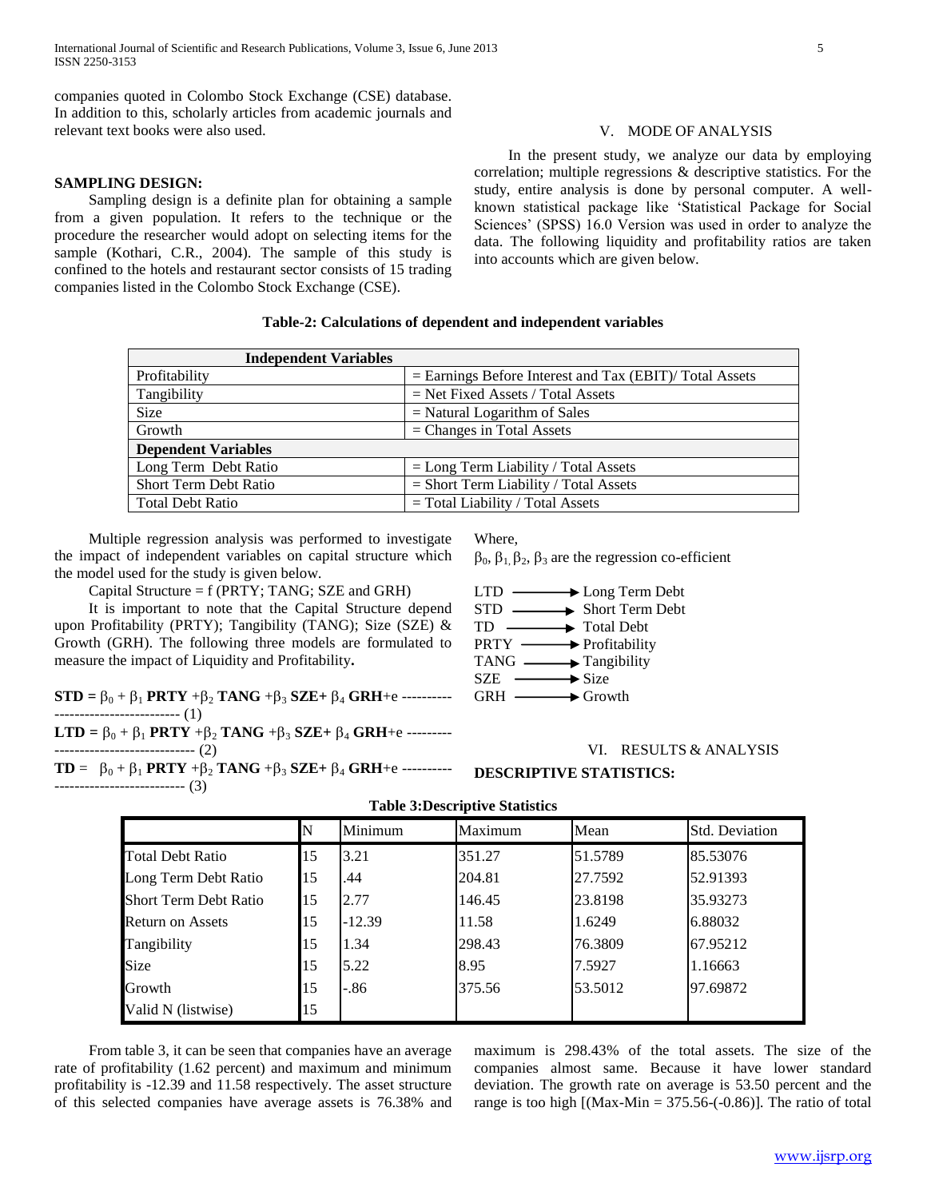companies quoted in Colombo Stock Exchange (CSE) database. In addition to this, scholarly articles from academic journals and relevant text books were also used.

**SAMPLING DESIGN:**

Sampling design is a definite plan for obtaining a sample from a given population. It refers to the technique or the procedure the researcher would adopt on selecting items for the sample (Kothari, C.R., 2004). The sample of this study is confined to the hotels and restaurant sector consists of 15 trading companies listed in the Colombo Stock Exchange (CSE).

## V. MODE OF ANALYSIS

In the present study, we analyze our data by employing correlation; multiple regressions & descriptive statistics. For the study, entire analysis is done by personal computer. A well-known statistical package like 'Statistical Package for Social Sciences' (SPSS) 16.0 Version was used in order to analyze the data. The following liquidity and profitability ratios are taken into accounts which are given below.

**Table-2: Calculations of dependent and independent variables**

| **Independent Variables** | |
|---|---|
| Profitability | = Earnings Before Interest and Tax (EBIT)/ Total Assets |
| Tangibility | = Net Fixed Assets / Total Assets |
| Size | = Natural Logarithm of Sales |
| Growth | = Changes in Total Assets |
| **Dependent Variables** | |
| Long Term Debt Ratio | = Long Term Liability / Total Assets |
| Short Term Debt Ratio | = Short Term Liability / Total Assets |
| Total Debt Ratio | = Total Liability / Total Assets |

Multiple regression analysis was performed to investigate the impact of independent variables on capital structure which the model used for the study is given below.

Capital Structure = f (PRTY; TANG; SZE and GRH)

It is important to note that the Capital Structure depend upon Profitability (PRTY); Tangibility (TANG); Size (SZE) & Growth (GRH). The following three models are formulated to measure the impact of Liquidity and Profitability**.**

$$\mathbf{STD} = \beta_0 + \beta_1\,\mathbf{PRTY} + \beta_2\,\mathbf{TANG} + \beta_3\,\mathbf{SZE} + \beta_4\,\mathbf{GRH} + e \quad (1)$$

$$\mathbf{LTD} = \beta_0 + \beta_1\,\mathbf{PRTY} + \beta_2\,\mathbf{TANG} + \beta_3\,\mathbf{SZE} + \beta_4\,\mathbf{GRH} + e \quad (2)$$

$$\mathbf{TD} = \beta_0 + \beta_1\,\mathbf{PRTY} + \beta_2\,\mathbf{TANG} + \beta_3\,\mathbf{SZE} + \beta_4\,\mathbf{GRH} + e \quad (3)$$

Where,

$\beta_0$, $\beta_1$, $\beta_2$, $\beta_3$ are the regression co-efficient

LTD ⟶ Long Term Debt
STD ⟶ Short Term Debt
TD ⟶ Total Debt
PRTY ⟶ Profitability
TANG ⟶ Tangibility
SZE ⟶ Size
GRH ⟶ Growth

## VI. RESULTS & ANALYSIS

**DESCRIPTIVE STATISTICS:**

**Table 3:Descriptive Statistics**

| | N | Minimum | Maximum | Mean | Std. Deviation |
|---|---|---|---|---|---|
| Total Debt Ratio | 15 | 3.21 | 351.27 | 51.5789 | 85.53076 |
| Long Term Debt Ratio | 15 | .44 | 204.81 | 27.7592 | 52.91393 |
| Short Term Debt Ratio | 15 | 2.77 | 146.45 | 23.8198 | 35.93273 |
| Return on Assets | 15 | -12.39 | 11.58 | 1.6249 | 6.88032 |
| Tangibility | 15 | 1.34 | 298.43 | 76.3809 | 67.95212 |
| Size | 15 | 5.22 | 8.95 | 7.5927 | 1.16663 |
| Growth | 15 | -.86 | 375.56 | 53.5012 | 97.69872 |
| Valid N (listwise) | 15 | | | | |

From table 3, it can be seen that companies have an average rate of profitability (1.62 percent) and maximum and minimum profitability is -12.39 and 11.58 respectively. The asset structure of this selected companies have average assets is 76.38% and maximum is 298.43% of the total assets. The size of the companies almost same. Because it have lower standard deviation. The growth rate on average is 53.50 percent and the range is too high [(Max-Min = 375.56-(-0.86)]. The ratio of total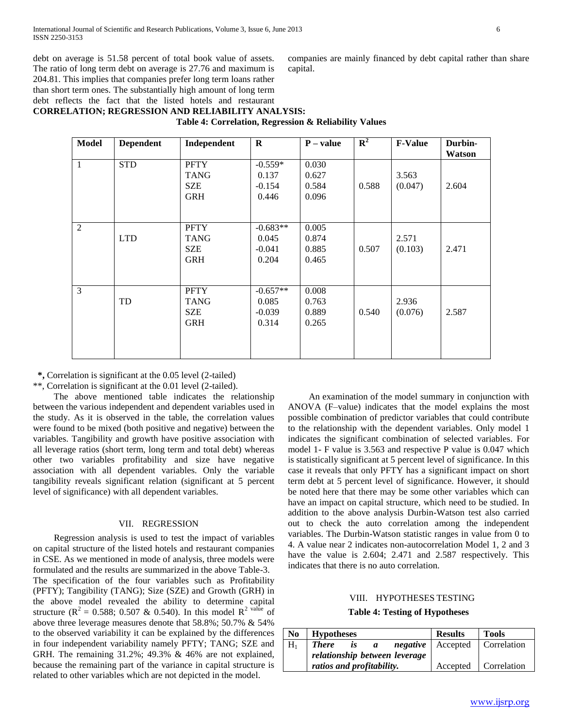debt on average is 51.58 percent of total book value of assets. The ratio of long term debt on average is 27.76 and maximum is 204.81. This implies that companies prefer long term loans rather than short term ones. The substantially high amount of long term debt reflects the fact that the listed hotels and restaurant companies are mainly financed by debt capital rather than share capital.

**CORRELATION; REGRESSION AND RELIABILITY ANALYSIS:**

**Table 4: Correlation, Regression & Reliability Values**

| Model | Dependent | Independent | R | P – value | $R^2$ | F-Value | Durbin-Watson |
|---|---|---|---|---|---|---|---|
| 1 | STD | PFTY<br>TANG<br>SZE<br>GRH | -0.559*<br>0.137<br>-0.154<br>0.446 | 0.030<br>0.627<br>0.584<br>0.096 | 0.588 | 3.563<br>(0.047) | 2.604 |
| 2 | LTD | PFTY<br>TANG<br>SZE<br>GRH | -0.683**<br>0.045<br>-0.041<br>0.204 | 0.005<br>0.874<br>0.885<br>0.465 | 0.507 | 2.571<br>(0.103) | 2.471 |
| 3 | TD | PFTY<br>TANG<br>SZE<br>GRH | -0.657**<br>0.085<br>-0.039<br>0.314 | 0.008<br>0.763<br>0.889<br>0.265 | 0.540 | 2.936<br>(0.076) | 2.587 |

*, Correlation is significant at the 0.05 level (2-tailed)

**, Correlation is significant at the 0.01 level (2-tailed).

The above mentioned table indicates the relationship between the various independent and dependent variables used in the study. As it is observed in the table, the correlation values were found to be mixed (both positive and negative) between the variables. Tangibility and growth have positive association with all leverage ratios (short term, long term and total debt) whereas other two variables profitability and size have negative association with all dependent variables. Only the variable tangibility reveals significant relation (significant at 5 percent level of significance) with all dependent variables.

## VII. REGRESSION

Regression analysis is used to test the impact of variables on capital structure of the listed hotels and restaurant companies in CSE. As we mentioned in mode of analysis, three models were formulated and the results are summarized in the above Table-3. The specification of the four variables such as Profitability (PFTY); Tangibility (TANG); Size (SZE) and Growth (GRH) in the above model revealed the ability to determine capital structure ($R^2$ = 0.588; 0.507 & 0.540). In this model $R^{2\ value}$ of above three leverage measures denote that 58.8%; 50.7% & 54% to the observed variability it can be explained by the differences in four independent variability namely PFTY; TANG; SZE and GRH. The remaining 31.2%; 49.3% & 46% are not explained, because the remaining part of the variance in capital structure is related to other variables which are not depicted in the model.

An examination of the model summary in conjunction with ANOVA (F–value) indicates that the model explains the most possible combination of predictor variables that could contribute to the relationship with the dependent variables. Only model 1 indicates the significant combination of selected variables. For model 1- F value is 3.563 and respective P value is 0.047 which is statistically significant at 5 percent level of significance. In this case it reveals that only PFTY has a significant impact on short term debt at 5 percent level of significance. However, it should be noted here that there may be some other variables which can have an impact on capital structure, which need to be studied. In addition to the above analysis Durbin-Watson test also carried out to check the auto correlation among the independent variables. The Durbin-Watson statistic ranges in value from 0 to 4. A value near 2 indicates non-autocorrelation Model 1, 2 and 3 have the value is 2.604; 2.471 and 2.587 respectively. This indicates that there is no auto correlation.

## VIII. HYPOTHESES TESTING

**Table 4: Testing of Hypotheses**

| No | Hypotheses | Results | Tools |
|---|---|---|---|
| $H_1$ | ***There is a negative relationship between leverage ratios and profitability.*** | Accepted<br>Accepted | Correlation<br>Correlation |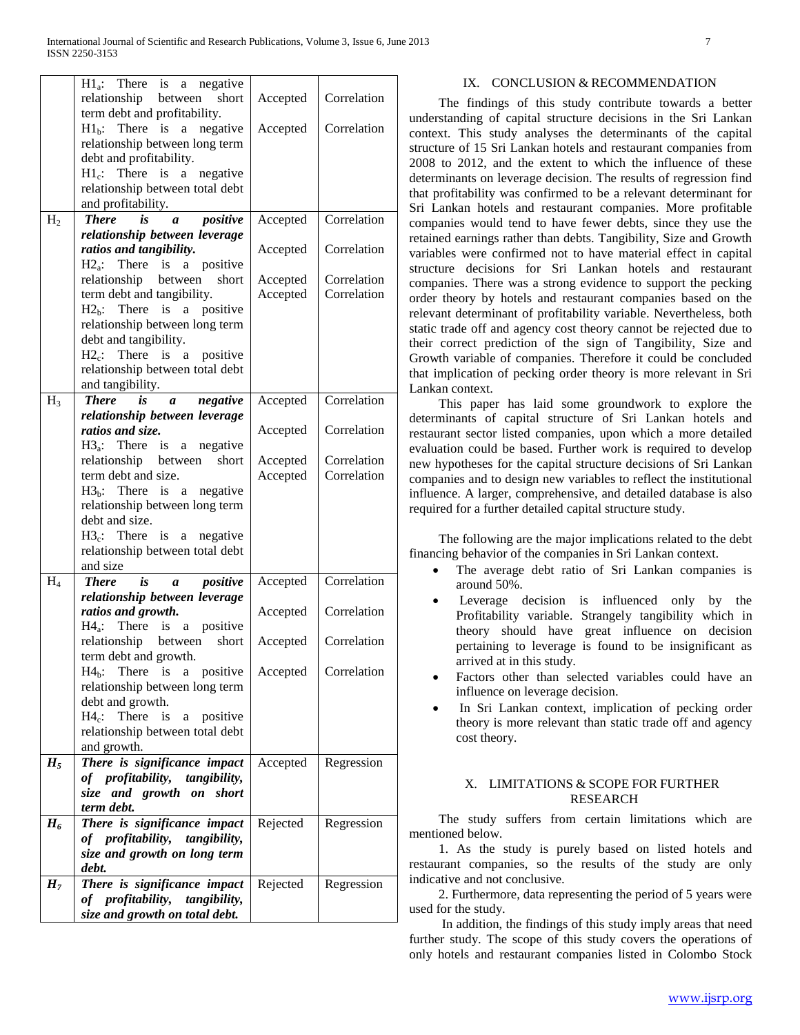| | | | |
|---|---|---|---|
| | $H1_a$: There is a negative relationship between short term debt and profitability. | Accepted | Correlation |
| | $H1_b$: There is a negative relationship between long term debt and profitability. | Accepted | Correlation |
| | $H1_c$: There is a negative relationship between total debt and profitability. | | |
| $H_2$ | ***There is a positive relationship between leverage ratios and tangibility.*** | Accepted | Correlation |
| | $H2_a$: There is a positive relationship between short term debt and tangibility. | Accepted | Correlation |
| | $H2_b$: There is a positive relationship between long term debt and tangibility. | Accepted | Correlation |
| | $H2_c$: There is a positive relationship between total debt and tangibility. | Accepted | Correlation |
| $H_3$ | ***There is a negative relationship between leverage ratios and size.*** | Accepted | Correlation |
| | $H3_a$: There is a negative relationship between short term debt and size. | Accepted | Correlation |
| | $H3_b$: There is a negative relationship between long term debt and size. | Accepted | Correlation |
| | $H3_c$: There is a negative relationship between total debt and size | Accepted | Correlation |
| $H_4$ | ***There is a positive relationship between leverage ratios and growth.*** | Accepted | Correlation |
| | $H4_a$: There is a positive relationship between short term debt and growth. | Accepted | Correlation |
| | $H4_b$: There is a positive relationship between long term debt and growth. | Accepted | Correlation |
| | $H4_c$: There is a positive relationship between total debt and growth. | Accepted | Correlation |
| $H_5$ | ***There is significance impact of profitability, tangibility, size and growth on short term debt.*** | Accepted | Regression |
| $H_6$ | ***There is significance impact of profitability, tangibility, size and growth on long term debt.*** | Rejected | Regression |
| $H_7$ | ***There is significance impact of profitability, tangibility, size and growth on total debt.*** | Rejected | Regression |

## IX. Conclusion & Recommendation

The findings of this study contribute towards a better understanding of capital structure decisions in the Sri Lankan context. This study analyses the determinants of the capital structure of 15 Sri Lankan hotels and restaurant companies from 2008 to 2012, and the extent to which the influence of these determinants on leverage decision. The results of regression find that profitability was confirmed to be a relevant determinant for Sri Lankan hotels and restaurant companies. More profitable companies would tend to have fewer debts, since they use the retained earnings rather than debts. Tangibility, Size and Growth variables were confirmed not to have material effect in capital structure decisions for Sri Lankan hotels and restaurant companies. There was a strong evidence to support the pecking order theory by hotels and restaurant companies based on the relevant determinant of profitability variable. Nevertheless, both static trade off and agency cost theory cannot be rejected due to their correct prediction of the sign of Tangibility, Size and Growth variable of companies. Therefore it could be concluded that implication of pecking order theory is more relevant in Sri Lankan context.

This paper has laid some groundwork to explore the determinants of capital structure of Sri Lankan hotels and restaurant sector listed companies, upon which a more detailed evaluation could be based. Further work is required to develop new hypotheses for the capital structure decisions of Sri Lankan companies and to design new variables to reflect the institutional influence. A larger, comprehensive, and detailed database is also required for a further detailed capital structure study.

The following are the major implications related to the debt financing behavior of the companies in Sri Lankan context.

- The average debt ratio of Sri Lankan companies is around 50%.
- Leverage decision is influenced only by the Profitability variable. Strangely tangibility which in theory should have great influence on decision pertaining to leverage is found to be insignificant as arrived at in this study.
- Factors other than selected variables could have an influence on leverage decision.
- In Sri Lankan context, implication of pecking order theory is more relevant than static trade off and agency cost theory.

## X. Limitations & Scope for Further Research

The study suffers from certain limitations which are mentioned below.

1. As the study is purely based on listed hotels and restaurant companies, so the results of the study are only indicative and not conclusive.

2. Furthermore, data representing the period of 5 years were used for the study.

In addition, the findings of this study imply areas that need further study. The scope of this study covers the operations of only hotels and restaurant companies listed in Colombo Stock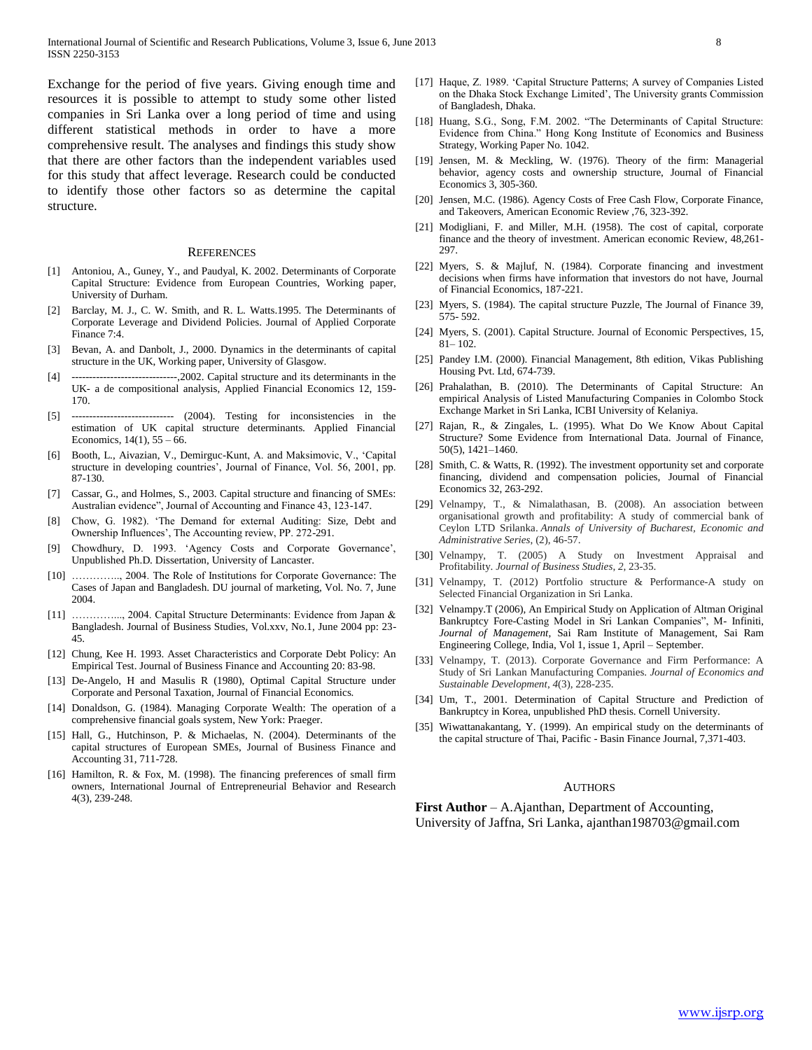Exchange for the period of five years. Giving enough time and resources it is possible to attempt to study some other listed companies in Sri Lanka over a long period of time and using different statistical methods in order to have a more comprehensive result. The analyses and findings this study show that there are other factors than the independent variables used for this study that affect leverage. Research could be conducted to identify those other factors so as determine the capital structure.

## REFERENCES

[1] Antoniou, A., Guney, Y., and Paudyal, K. 2002. Determinants of Corporate Capital Structure: Evidence from European Countries, Working paper, University of Durham.

[2] Barclay, M. J., C. W. Smith, and R. L. Watts.1995. The Determinants of Corporate Leverage and Dividend Policies. Journal of Applied Corporate Finance 7:4.

[3] Bevan, A. and Danbolt, J., 2000. Dynamics in the determinants of capital structure in the UK, Working paper, University of Glasgow.

[4] -----------------------------,2002. Capital structure and its determinants in the UK- a de compositional analysis, Applied Financial Economics 12, 159-170.

[5] ---------------------------- (2004). Testing for inconsistencies in the estimation of UK capital structure determinants. Applied Financial Economics, 14(1), 55 – 66.

[6] Booth, L., Aivazian, V., Demirguc-Kunt, A. and Maksimovic, V., 'Capital structure in developing countries', Journal of Finance, Vol. 56, 2001, pp. 87-130.

[7] Cassar, G., and Holmes, S., 2003. Capital structure and financing of SMEs: Australian evidence", Journal of Accounting and Finance 43, 123-147.

[8] Chow, G. 1982). 'The Demand for external Auditing: Size, Debt and Ownership Influences', The Accounting review, PP. 272-291.

[9] Chowdhury, D. 1993. 'Agency Costs and Corporate Governance', Unpublished Ph.D. Dissertation, University of Lancaster.

[10] …………., 2004. The Role of Institutions for Corporate Governance: The Cases of Japan and Bangladesh. DU journal of marketing, Vol. No. 7, June 2004.

[11] ………….., 2004. Capital Structure Determinants: Evidence from Japan & Bangladesh. Journal of Business Studies, Vol.xxv, No.1, June 2004 pp: 23-45.

[12] Chung, Kee H. 1993. Asset Characteristics and Corporate Debt Policy: An Empirical Test. Journal of Business Finance and Accounting 20: 83-98.

[13] De-Angelo, H and Masulis R (1980), Optimal Capital Structure under Corporate and Personal Taxation, Journal of Financial Economics.

[14] Donaldson, G. (1984). Managing Corporate Wealth: The operation of a comprehensive financial goals system, New York: Praeger.

[15] Hall, G., Hutchinson, P. & Michaelas, N. (2004). Determinants of the capital structures of European SMEs, Journal of Business Finance and Accounting 31, 711-728.

[16] Hamilton, R. & Fox, M. (1998). The financing preferences of small firm owners, International Journal of Entrepreneurial Behavior and Research 4(3), 239-248.

[17] Haque, Z. 1989. 'Capital Structure Patterns; A survey of Companies Listed on the Dhaka Stock Exchange Limited', The University grants Commission of Bangladesh, Dhaka.

[18] Huang, S.G., Song, F.M. 2002. "The Determinants of Capital Structure: Evidence from China." Hong Kong Institute of Economics and Business Strategy, Working Paper No. 1042.

[19] Jensen, M. & Meckling, W. (1976). Theory of the firm: Managerial behavior, agency costs and ownership structure, Journal of Financial Economics 3, 305-360.

[20] Jensen, M.C. (1986). Agency Costs of Free Cash Flow, Corporate Finance, and Takeovers, American Economic Review ,76, 323-392.

[21] Modigliani, F. and Miller, M.H. (1958). The cost of capital, corporate finance and the theory of investment. American economic Review, 48,261-297.

[22] Myers, S. & Majluf, N. (1984). Corporate financing and investment decisions when firms have information that investors do not have, Journal of Financial Economics, 187-221.

[23] Myers, S. (1984). The capital structure Puzzle, The Journal of Finance 39, 575- 592.

[24] Myers, S. (2001). Capital Structure. Journal of Economic Perspectives, 15, 81– 102.

[25] Pandey I.M. (2000). Financial Management, 8th edition, Vikas Publishing Housing Pvt. Ltd, 674-739.

[26] Prahalathan, B. (2010). The Determinants of Capital Structure: An empirical Analysis of Listed Manufacturing Companies in Colombo Stock Exchange Market in Sri Lanka, ICBI University of Kelaniya.

[27] Rajan, R., & Zingales, L. (1995). What Do We Know About Capital Structure? Some Evidence from International Data. Journal of Finance, 50(5), 1421–1460.

[28] Smith, C. & Watts, R. (1992). The investment opportunity set and corporate financing, dividend and compensation policies, Journal of Financial Economics 32, 263-292.

[29] Velnampy, T., & Nimalathasan, B. (2008). An association between organisational growth and profitability: A study of commercial bank of Ceylon LTD Srilanka. *Annals of University of Bucharest, Economic and Administrative Series*, (2), 46-57.

[30] Velnampy, T. (2005) A Study on Investment Appraisal and Profitability. *Journal of Business Studies*, *2*, 23-35.

[31] Velnampy, T. (2012) Portfolio structure & Performance-A study on Selected Financial Organization in Sri Lanka.

[32] Velnampy.T (2006), An Empirical Study on Application of Altman Original Bankruptcy Fore-Casting Model in Sri Lankan Companies", M- Infiniti, *Journal of Management*, Sai Ram Institute of Management, Sai Ram Engineering College, India, Vol 1, issue 1, April – September.

[33] Velnampy, T. (2013). Corporate Governance and Firm Performance: A Study of Sri Lankan Manufacturing Companies. *Journal of Economics and Sustainable Development*, *4*(3), 228-235.

[34] Um, T., 2001. Determination of Capital Structure and Prediction of Bankruptcy in Korea, unpublished PhD thesis. Cornell University.

[35] Wiwattanakantang, Y. (1999). An empirical study on the determinants of the capital structure of Thai, Pacific - Basin Finance Journal, 7,371-403.

## AUTHORS

**First Author** – A.Ajanthan, Department of Accounting, University of Jaffna, Sri Lanka, ajanthan198703@gmail.com